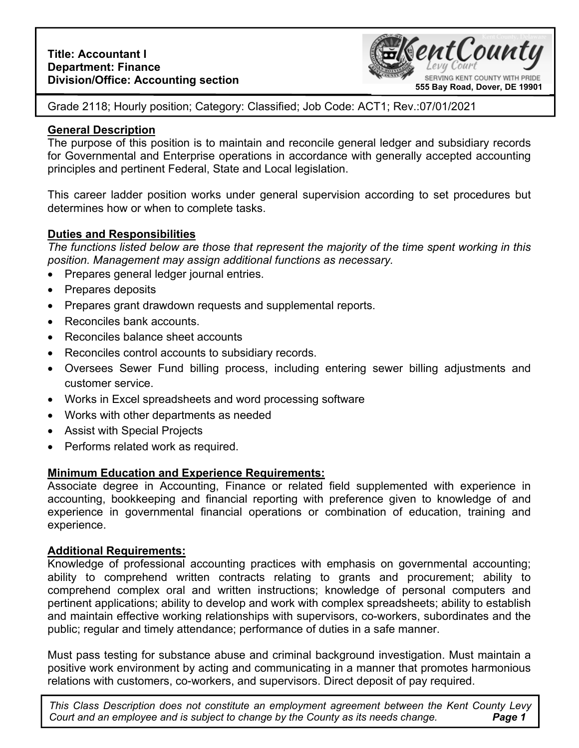**Title: Accountant I**
**Department: Finance**
**Division/Office: Accounting section**

Kent County Levy Court — SERVING KENT COUNTY WITH PRIDE
**555 Bay Road, Dover, DE 19901**

Grade 2118; Hourly position; Category: Classified; Job Code: ACT1; Rev.:07/01/2021

## General Description

The purpose of this position is to maintain and reconcile general ledger and subsidiary records for Governmental and Enterprise operations in accordance with generally accepted accounting principles and pertinent Federal, State and Local legislation.

This career ladder position works under general supervision according to set procedures but determines how or when to complete tasks.

## Duties and Responsibilities

*The functions listed below are those that represent the majority of the time spent working in this position. Management may assign additional functions as necessary.*

- Prepares general ledger journal entries.
- Prepares deposits
- Prepares grant drawdown requests and supplemental reports.
- Reconciles bank accounts.
- Reconciles balance sheet accounts
- Reconciles control accounts to subsidiary records.
- Oversees Sewer Fund billing process, including entering sewer billing adjustments and customer service.
- Works in Excel spreadsheets and word processing software
- Works with other departments as needed
- Assist with Special Projects
- Performs related work as required.

## Minimum Education and Experience Requirements:

Associate degree in Accounting, Finance or related field supplemented with experience in accounting, bookkeeping and financial reporting with preference given to knowledge of and experience in governmental financial operations or combination of education, training and experience.

## Additional Requirements:

Knowledge of professional accounting practices with emphasis on governmental accounting; ability to comprehend written contracts relating to grants and procurement; ability to comprehend complex oral and written instructions; knowledge of personal computers and pertinent applications; ability to develop and work with complex spreadsheets; ability to establish and maintain effective working relationships with supervisors, co-workers, subordinates and the public; regular and timely attendance; performance of duties in a safe manner.

Must pass testing for substance abuse and criminal background investigation. Must maintain a positive work environment by acting and communicating in a manner that promotes harmonious relations with customers, co-workers, and supervisors. Direct deposit of pay required.

*This Class Description does not constitute an employment agreement between the Kent County Levy Court and an employee and is subject to change by the County as its needs change.*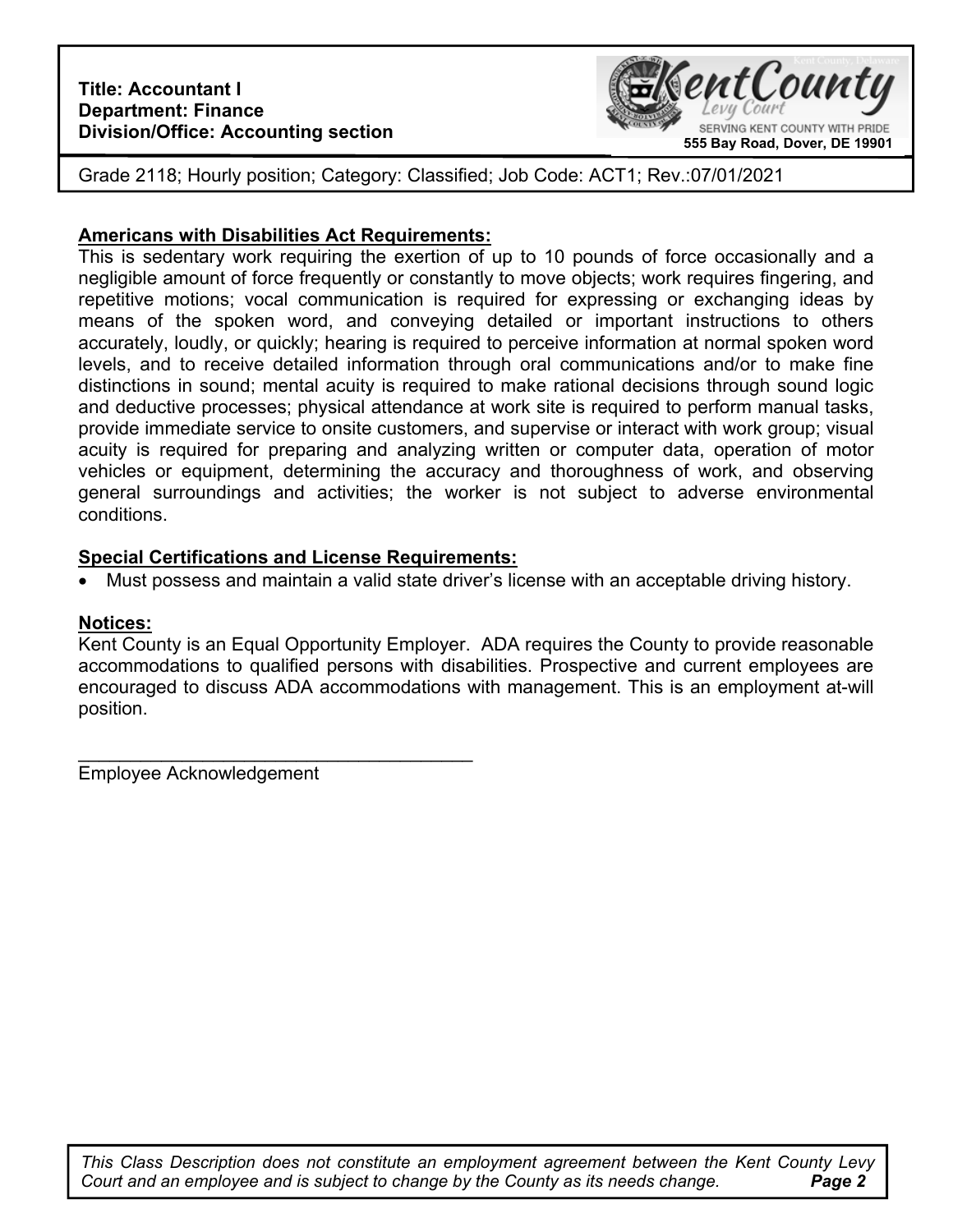## Americans with Disabilities Act Requirements:

This is sedentary work requiring the exertion of up to 10 pounds of force occasionally and a negligible amount of force frequently or constantly to move objects; work requires fingering, and repetitive motions; vocal communication is required for expressing or exchanging ideas by means of the spoken word, and conveying detailed or important instructions to others accurately, loudly, or quickly; hearing is required to perceive information at normal spoken word levels, and to receive detailed information through oral communications and/or to make fine distinctions in sound; mental acuity is required to make rational decisions through sound logic and deductive processes; physical attendance at work site is required to perform manual tasks, provide immediate service to onsite customers, and supervise or interact with work group; visual acuity is required for preparing and analyzing written or computer data, operation of motor vehicles or equipment, determining the accuracy and thoroughness of work, and observing general surroundings and activities; the worker is not subject to adverse environmental conditions.

## Special Certifications and License Requirements:

- Must possess and maintain a valid state driver's license with an acceptable driving history.

## Notices:

Kent County is an Equal Opportunity Employer. ADA requires the County to provide reasonable accommodations to qualified persons with disabilities. Prospective and current employees are encouraged to discuss ADA accommodations with management. This is an employment at-will position.

________________________________________
Employee Acknowledgement

*This Class Description does not constitute an employment agreement between the Kent County Levy Court and an employee and is subject to change by the County as its needs change.*